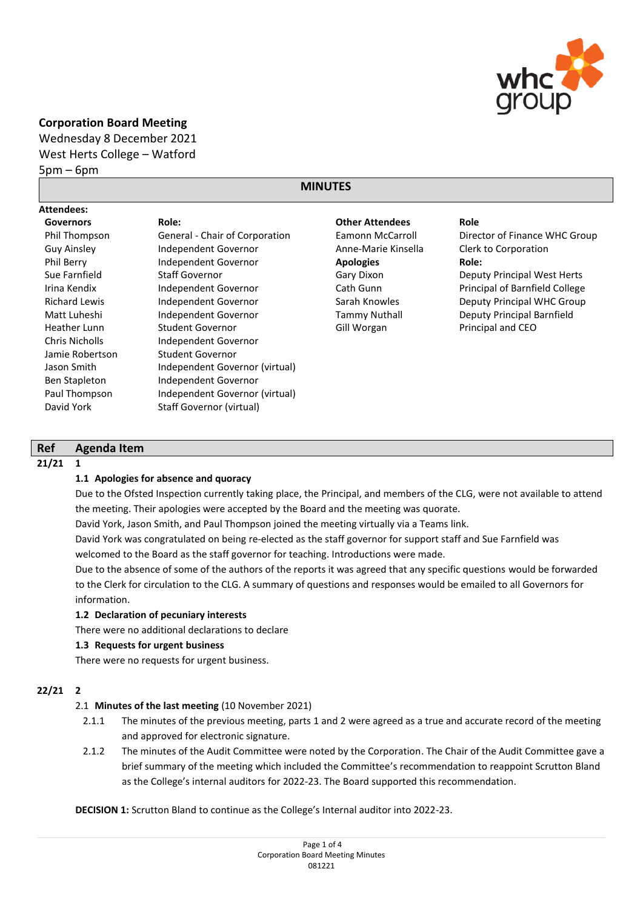**Corporation Board Meeting**

Wednesday 8 December 2021

West Herts College – Watford

5pm – 6pm

## MINUTES

**Attendees:**

| Governors | Role: | Other Attendees | Role |
|---|---|---|---|
| Phil Thompson | General - Chair of Corporation | Eamonn McCarroll | Director of Finance WHC Group |
| Guy Ainsley | Independent Governor | Anne-Marie Kinsella | Clerk to Corporation |
| Phil Berry | Independent Governor | **Apologies** | **Role:** |
| Sue Farnfield | Staff Governor | Gary Dixon | Deputy Principal West Herts |
| Irina Kendix | Independent Governor | Cath Gunn | Principal of Barnfield College |
| Richard Lewis | Independent Governor | Sarah Knowles | Deputy Principal WHC Group |
| Matt Luheshi | Independent Governor | Tammy Nuthall | Deputy Principal Barnfield |
| Heather Lunn | Student Governor | Gill Worgan | Principal and CEO |
| Chris Nicholls | Independent Governor | | |
| Jamie Robertson | Student Governor | | |
| Jason Smith | Independent Governor (virtual) | | |
| Ben Stapleton | Independent Governor | | |
| Paul Thompson | Independent Governor (virtual) | | |
| David York | Staff Governor (virtual) | | |

| Ref | Agenda Item |
|---|---|

**21/21 1**

**1.1 Apologies for absence and quoracy**

Due to the Ofsted Inspection currently taking place, the Principal, and members of the CLG, were not available to attend the meeting. Their apologies were accepted by the Board and the meeting was quorate.

David York, Jason Smith, and Paul Thompson joined the meeting virtually via a Teams link.

David York was congratulated on being re-elected as the staff governor for support staff and Sue Farnfield was welcomed to the Board as the staff governor for teaching. Introductions were made.

Due to the absence of some of the authors of the reports it was agreed that any specific questions would be forwarded to the Clerk for circulation to the CLG. A summary of questions and responses would be emailed to all Governors for information.

**1.2 Declaration of pecuniary interests**

There were no additional declarations to declare

**1.3 Requests for urgent business**

There were no requests for urgent business.

**22/21 2**

2.1 **Minutes of the last meeting** (10 November 2021)

2.1.1 The minutes of the previous meeting, parts 1 and 2 were agreed as a true and accurate record of the meeting and approved for electronic signature.

2.1.2 The minutes of the Audit Committee were noted by the Corporation. The Chair of the Audit Committee gave a brief summary of the meeting which included the Committee's recommendation to reappoint Scrutton Bland as the College's internal auditors for 2022-23. The Board supported this recommendation.

**DECISION 1:** Scrutton Bland to continue as the College's Internal auditor into 2022-23.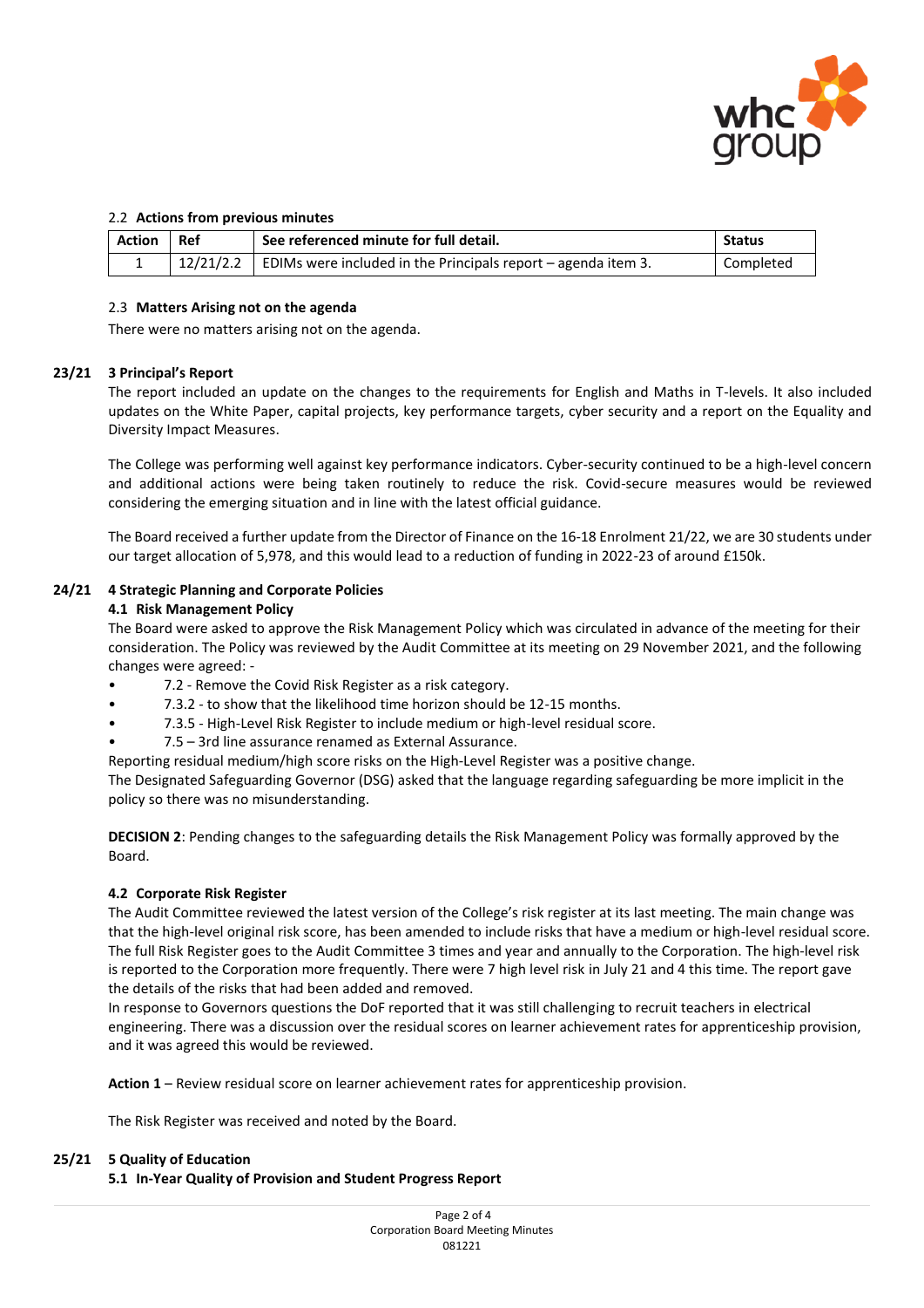### 2.2 Actions from previous minutes

| Action | Ref | See referenced minute for full detail. | Status |
|---|---|---|---|
| 1 | 12/21/2.2 | EDIMs were included in the Principals report – agenda item 3. | Completed |

### 2.3 Matters Arising not on the agenda

There were no matters arising not on the agenda.

## 23/21 3 Principal's Report

The report included an update on the changes to the requirements for English and Maths in T-levels. It also included updates on the White Paper, capital projects, key performance targets, cyber security and a report on the Equality and Diversity Impact Measures.

The College was performing well against key performance indicators. Cyber-security continued to be a high-level concern and additional actions were being taken routinely to reduce the risk. Covid-secure measures would be reviewed considering the emerging situation and in line with the latest official guidance.

The Board received a further update from the Director of Finance on the 16-18 Enrolment 21/22, we are 30 students under our target allocation of 5,978, and this would lead to a reduction of funding in 2022-23 of around £150k.

## 24/21 4 Strategic Planning and Corporate Policies

### 4.1 Risk Management Policy

The Board were asked to approve the Risk Management Policy which was circulated in advance of the meeting for their consideration. The Policy was reviewed by the Audit Committee at its meeting on 29 November 2021, and the following changes were agreed: -

- 7.2 - Remove the Covid Risk Register as a risk category.
- 7.3.2 - to show that the likelihood time horizon should be 12-15 months.
- 7.3.5 - High-Level Risk Register to include medium or high-level residual score.
- 7.5 – 3rd line assurance renamed as External Assurance.

Reporting residual medium/high score risks on the High-Level Register was a positive change.
The Designated Safeguarding Governor (DSG) asked that the language regarding safeguarding be more implicit in the policy so there was no misunderstanding.

**DECISION 2**: Pending changes to the safeguarding details the Risk Management Policy was formally approved by the Board.

### 4.2 Corporate Risk Register

The Audit Committee reviewed the latest version of the College's risk register at its last meeting. The main change was that the high-level original risk score, has been amended to include risks that have a medium or high-level residual score. The full Risk Register goes to the Audit Committee 3 times and year and annually to the Corporation. The high-level risk is reported to the Corporation more frequently. There were 7 high level risk in July 21 and 4 this time. The report gave the details of the risks that had been added and removed.
In response to Governors questions the DoF reported that it was still challenging to recruit teachers in electrical engineering. There was a discussion over the residual scores on learner achievement rates for apprenticeship provision, and it was agreed this would be reviewed.

**Action 1** – Review residual score on learner achievement rates for apprenticeship provision.

The Risk Register was received and noted by the Board.

## 25/21 5 Quality of Education

### 5.1 In-Year Quality of Provision and Student Progress Report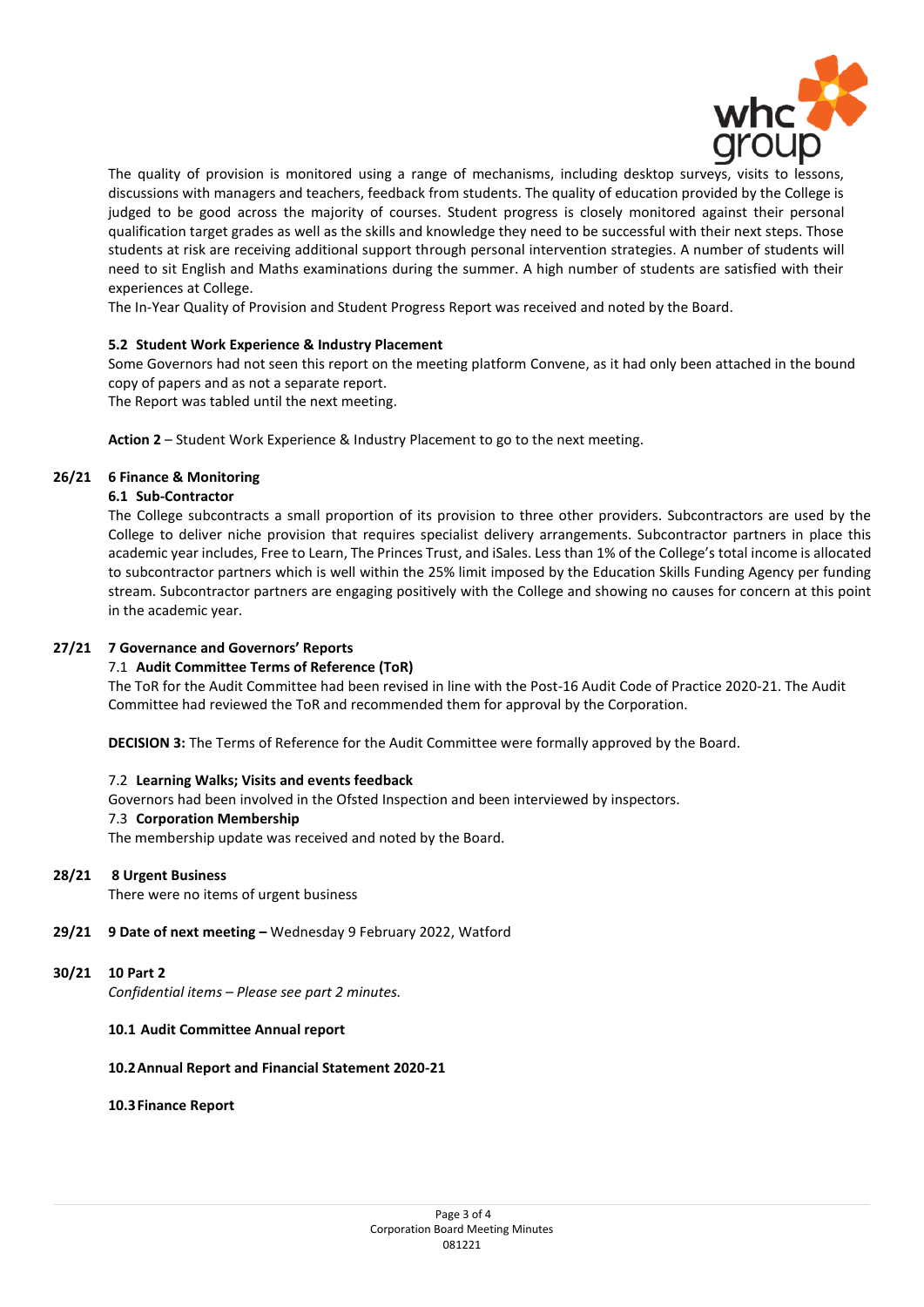The quality of provision is monitored using a range of mechanisms, including desktop surveys, visits to lessons, discussions with managers and teachers, feedback from students. The quality of education provided by the College is judged to be good across the majority of courses. Student progress is closely monitored against their personal qualification target grades as well as the skills and knowledge they need to be successful with their next steps. Those students at risk are receiving additional support through personal intervention strategies. A number of students will need to sit English and Maths examinations during the summer. A high number of students are satisfied with their experiences at College.

The In-Year Quality of Provision and Student Progress Report was received and noted by the Board.

**5.2 Student Work Experience & Industry Placement**

Some Governors had not seen this report on the meeting platform Convene, as it had only been attached in the bound copy of papers and as not a separate report.

The Report was tabled until the next meeting.

**Action 2** – Student Work Experience & Industry Placement to go to the next meeting.

**26/21 6 Finance & Monitoring**

**6.1 Sub-Contractor**

The College subcontracts a small proportion of its provision to three other providers. Subcontractors are used by the College to deliver niche provision that requires specialist delivery arrangements. Subcontractor partners in place this academic year includes, Free to Learn, The Princes Trust, and iSales. Less than 1% of the College's total income is allocated to subcontractor partners which is well within the 25% limit imposed by the Education Skills Funding Agency per funding stream. Subcontractor partners are engaging positively with the College and showing no causes for concern at this point in the academic year.

**27/21 7 Governance and Governors' Reports**

7.1 **Audit Committee Terms of Reference (ToR)**

The ToR for the Audit Committee had been revised in line with the Post-16 Audit Code of Practice 2020-21. The Audit Committee had reviewed the ToR and recommended them for approval by the Corporation.

**DECISION 3:** The Terms of Reference for the Audit Committee were formally approved by the Board.

7.2 **Learning Walks; Visits and events feedback**

Governors had been involved in the Ofsted Inspection and been interviewed by inspectors.

7.3 **Corporation Membership**

The membership update was received and noted by the Board.

**28/21 8 Urgent Business**

There were no items of urgent business

**29/21 9 Date of next meeting –** Wednesday 9 February 2022, Watford

**30/21 10 Part 2**

*Confidential items – Please see part 2 minutes.*

**10.1 Audit Committee Annual report**

**10.2 Annual Report and Financial Statement 2020-21**

**10.3 Finance Report**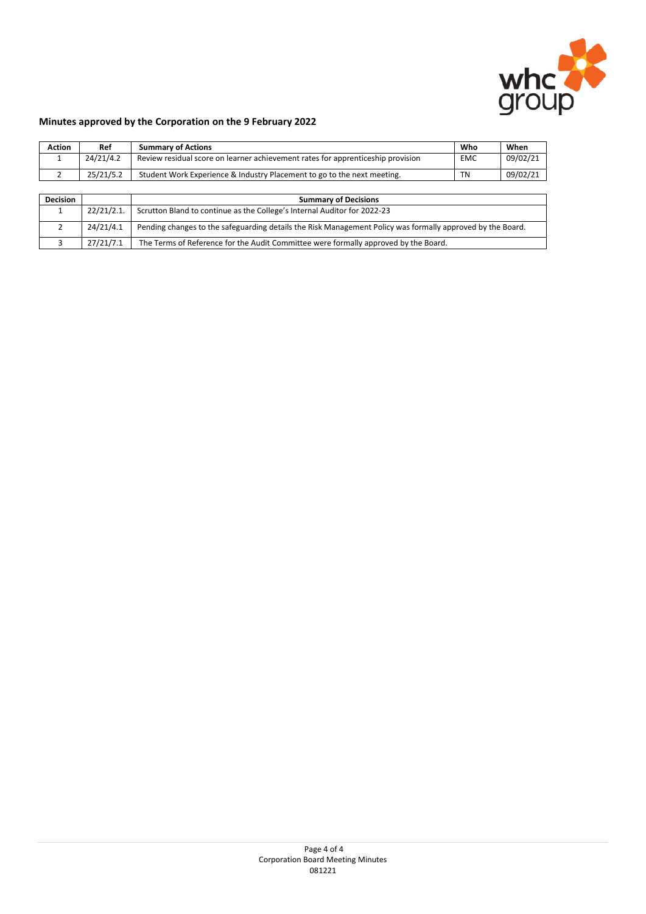**Minutes approved by the Corporation on the 9 February 2022**

| Action | Ref | Summary of Actions | Who | When |
|---|---|---|---|---|
| 1 | 24/21/4.2 | Review residual score on learner achievement rates for apprenticeship provision | EMC | 09/02/21 |
| 2 | 25/21/5.2 | Student Work Experience & Industry Placement to go to the next meeting. | TN | 09/02/21 |

| Decision | | Summary of Decisions |
|---|---|---|
| 1 | 22/21/2.1. | Scrutton Bland to continue as the College's Internal Auditor for 2022-23 |
| 2 | 24/21/4.1 | Pending changes to the safeguarding details the Risk Management Policy was formally approved by the Board. |
| 3 | 27/21/7.1 | The Terms of Reference for the Audit Committee were formally approved by the Board. |